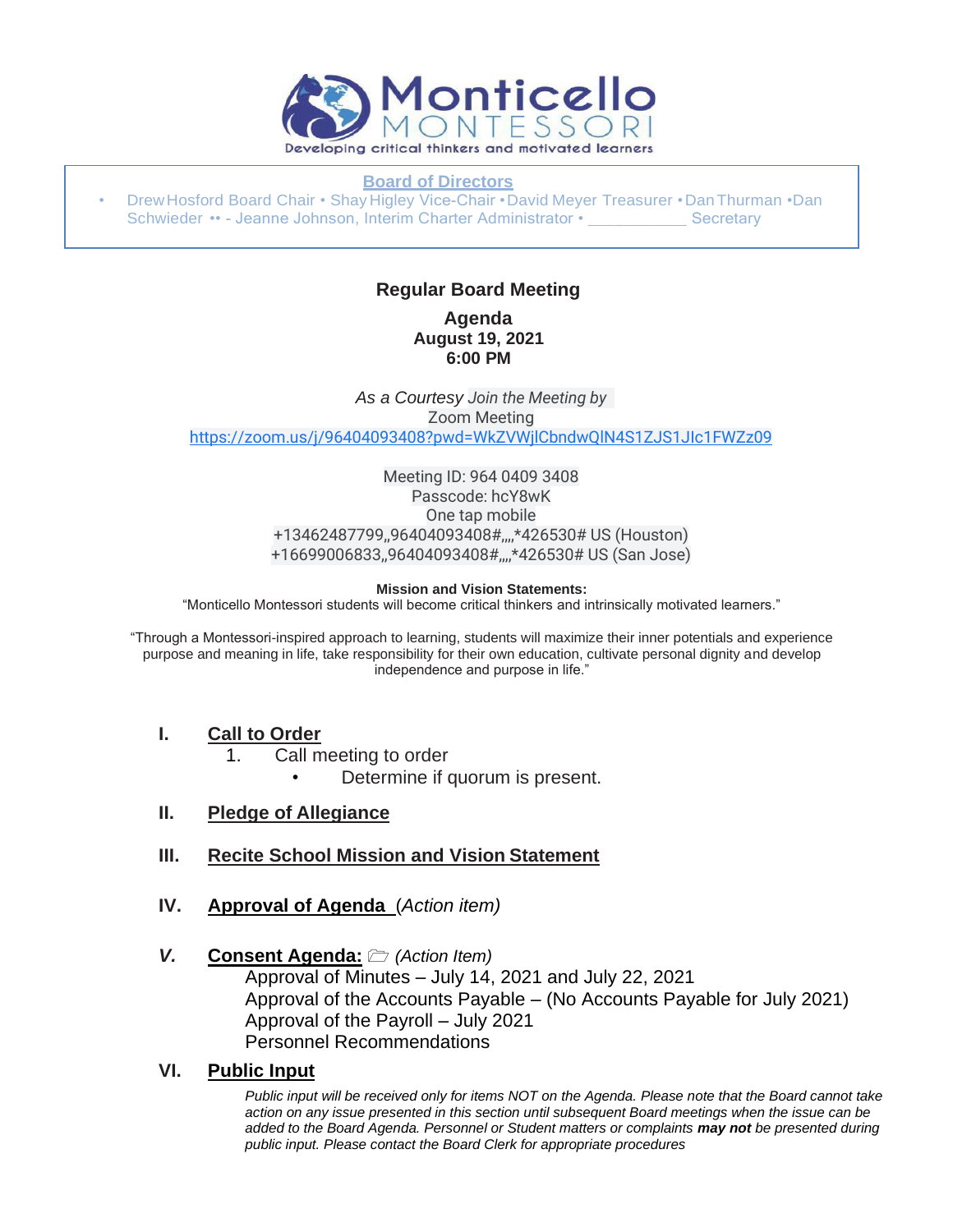Monticello MONTESSORI

Developing critical thinkers and motivated learners

**Board of Directors**

- Drew Hosford Board Chair • Shay Higley Vice-Chair • David Meyer Treasurer • Dan Thurman • Dan Schwieder •• - Jeanne Johnson, Interim Charter Administrator • ___________ Secretary

## Regular Board Meeting

### Agenda
**August 19, 2021**
**6:00 PM**

*As a Courtesy Join the Meeting by*
Zoom Meeting
https://zoom.us/j/96404093408?pwd=WkZVWjlCbndwQlN4S1ZJS1Jlc1FWZz09

Meeting ID: 964 0409 3408
Passcode: hcY8wK
One tap mobile
+13462487799,,96404093408#,,,,*426530# US (Houston)
+16699006833,,96404093408#,,,,*426530# US (San Jose)

**Mission and Vision Statements:**
"Monticello Montessori students will become critical thinkers and intrinsically motivated learners."

"Through a Montessori-inspired approach to learning, students will maximize their inner potentials and experience purpose and meaning in life, take responsibility for their own education, cultivate personal dignity and develop independence and purpose in life."

**I. Call to Order**

1. Call meeting to order
   - Determine if quorum is present.

**II. Pledge of Allegiance**

**III. Recite School Mission and Vision Statement**

**IV. Approval of Agenda** *(Action item)*

**V. Consent Agenda:** 🗁 *(Action Item)*

Approval of Minutes – July 14, 2021 and July 22, 2021
Approval of the Accounts Payable – (No Accounts Payable for July 2021)
Approval of the Payroll – July 2021
Personnel Recommendations

**VI. Public Input**

*Public input will be received only for items NOT on the Agenda. Please note that the Board cannot take action on any issue presented in this section until subsequent Board meetings when the issue can be added to the Board Agenda. Personnel or Student matters or complaints **may not** be presented during public input. Please contact the Board Clerk for appropriate procedures*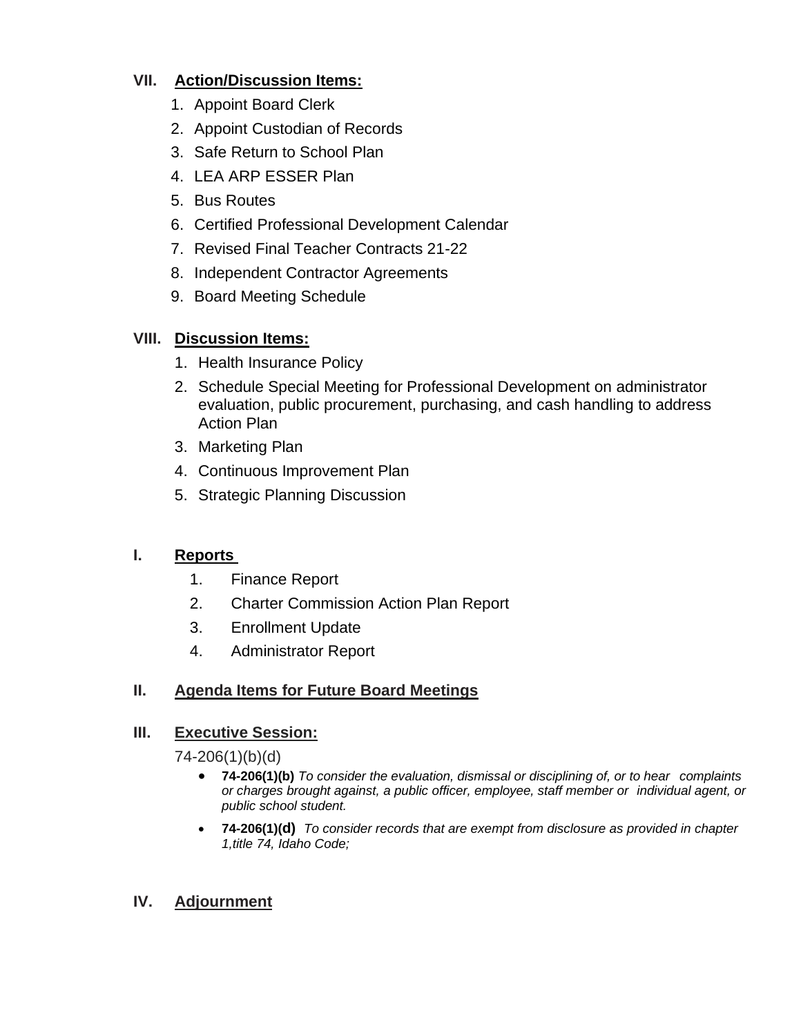**VII. Action/Discussion Items:**

1. Appoint Board Clerk
2. Appoint Custodian of Records
3. Safe Return to School Plan
4. LEA ARP ESSER Plan
5. Bus Routes
6. Certified Professional Development Calendar
7. Revised Final Teacher Contracts 21-22
8. Independent Contractor Agreements
9. Board Meeting Schedule

**VIII. Discussion Items:**

1. Health Insurance Policy
2. Schedule Special Meeting for Professional Development on administrator evaluation, public procurement, purchasing, and cash handling to address Action Plan
3. Marketing Plan
4. Continuous Improvement Plan
5. Strategic Planning Discussion

**I. Reports**

1. Finance Report
2. Charter Commission Action Plan Report
3. Enrollment Update
4. Administrator Report

**II. Agenda Items for Future Board Meetings**

**III. Executive Session:**

74-206(1)(b)(d)

- **74-206(1)(b)** *To consider the evaluation, dismissal or disciplining of, or to hear complaints or charges brought against, a public officer, employee, staff member or individual agent, or public school student.*
- **74-206(1)(d)** *To consider records that are exempt from disclosure as provided in chapter 1,title 74, Idaho Code;*

**IV. Adjournment**